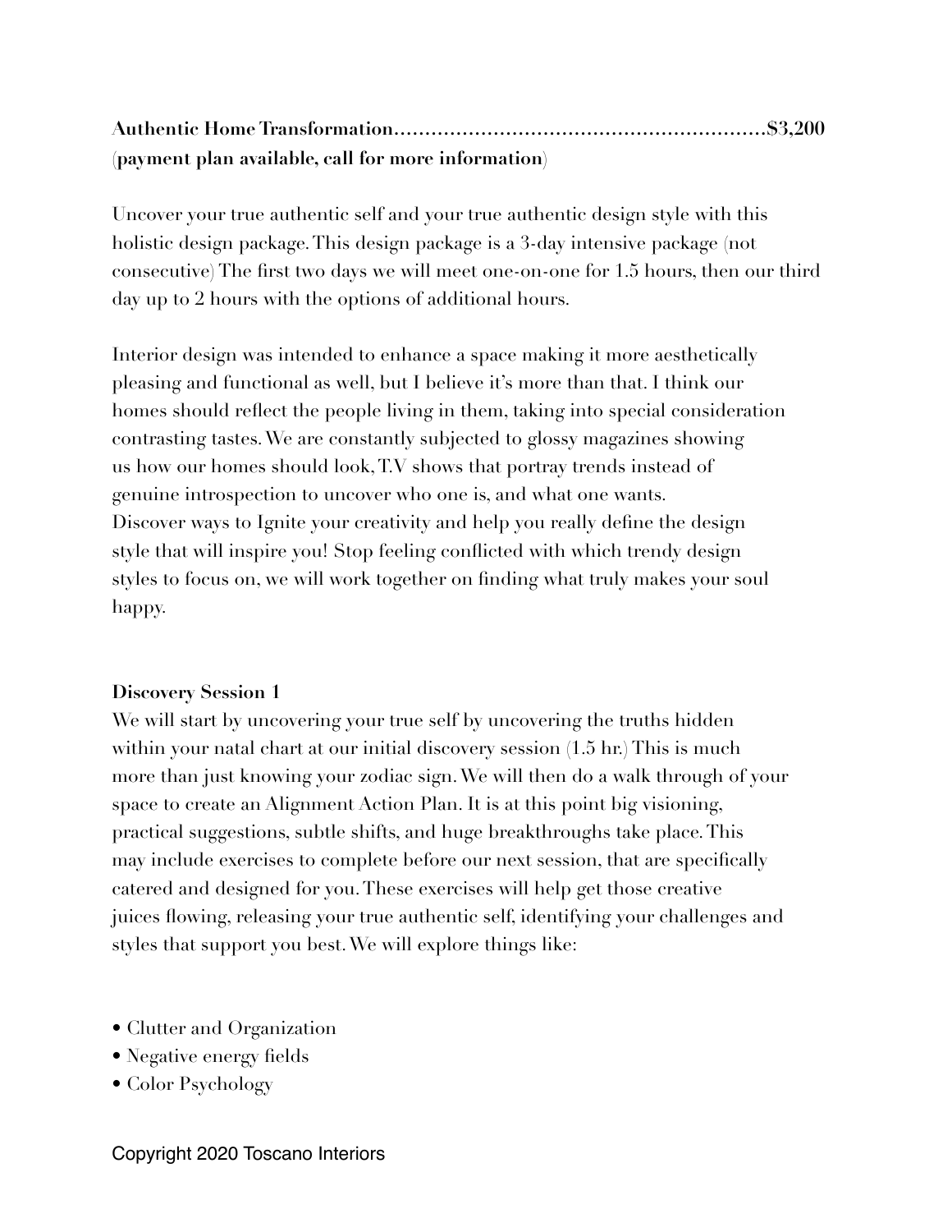**Authentic Home Transformation............................................................$3,200**
(**payment plan available, call for more information**)

Uncover your true authentic self and your true authentic design style with this holistic design package. This design package is a 3-day intensive package (not consecutive) The first two days we will meet one-on-one for 1.5 hours, then our third day up to 2 hours with the options of additional hours.

Interior design was intended to enhance a space making it more aesthetically pleasing and functional as well, but I believe it's more than that. I think our homes should reflect the people living in them, taking into special consideration contrasting tastes. We are constantly subjected to glossy magazines showing us how our homes should look, T.V shows that portray trends instead of genuine introspection to uncover who one is, and what one wants.
Discover ways to Ignite your creativity and help you really define the design style that will inspire you! Stop feeling conflicted with which trendy design styles to focus on, we will work together on finding what truly makes your soul happy.

**Discovery Session 1**
We will start by uncovering your true self by uncovering the truths hidden within your natal chart at our initial discovery session (1.5 hr.) This is much more than just knowing your zodiac sign. We will then do a walk through of your space to create an Alignment Action Plan. It is at this point big visioning, practical suggestions, subtle shifts, and huge breakthroughs take place. This may include exercises to complete before our next session, that are specifically catered and designed for you. These exercises will help get those creative juices flowing, releasing your true authentic self, identifying your challenges and styles that support you best. We will explore things like:

- Clutter and Organization
- Negative energy fields
- Color Psychology

Copyright 2020 Toscano Interiors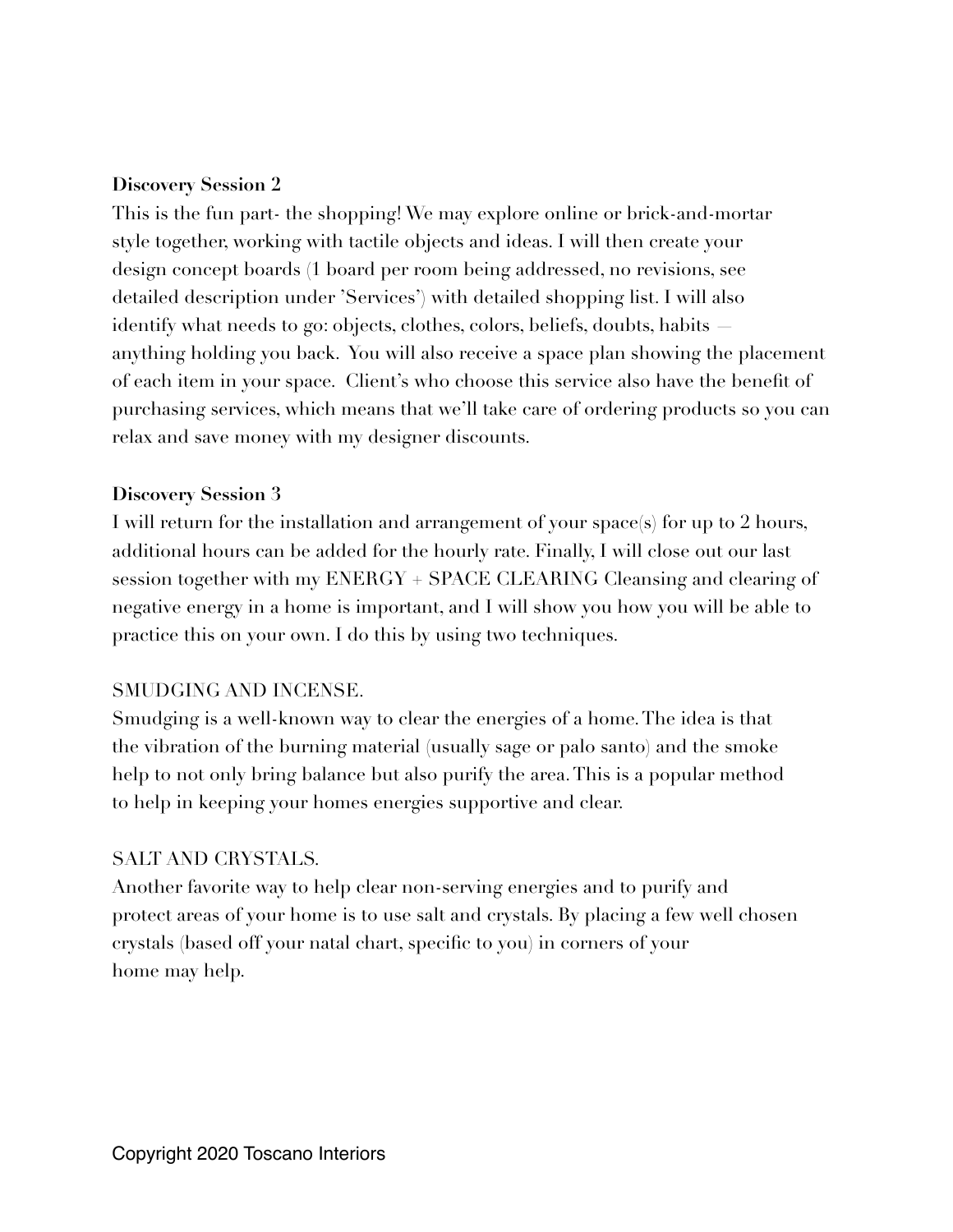**Discovery Session 2**

This is the fun part- the shopping! We may explore online or brick-and-mortar style together, working with tactile objects and ideas. I will then create your design concept boards (1 board per room being addressed, no revisions, see detailed description under 'Services') with detailed shopping list. I will also identify what needs to go: objects, clothes, colors, beliefs, doubts, habits — anything holding you back. You will also receive a space plan showing the placement of each item in your space. Client's who choose this service also have the benefit of purchasing services, which means that we'll take care of ordering products so you can relax and save money with my designer discounts.

**Discovery Session 3**

I will return for the installation and arrangement of your space(s) for up to 2 hours, additional hours can be added for the hourly rate. Finally, I will close out our last session together with my ENERGY + SPACE CLEARING Cleansing and clearing of negative energy in a home is important, and I will show you how you will be able to practice this on your own. I do this by using two techniques.

SMUDGING AND INCENSE.

Smudging is a well-known way to clear the energies of a home. The idea is that the vibration of the burning material (usually sage or palo santo) and the smoke help to not only bring balance but also purify the area. This is a popular method to help in keeping your homes energies supportive and clear.

SALT AND CRYSTALS.

Another favorite way to help clear non-serving energies and to purify and protect areas of your home is to use salt and crystals. By placing a few well chosen crystals (based off your natal chart, specific to you) in corners of your home may help.

Copyright 2020 Toscano Interiors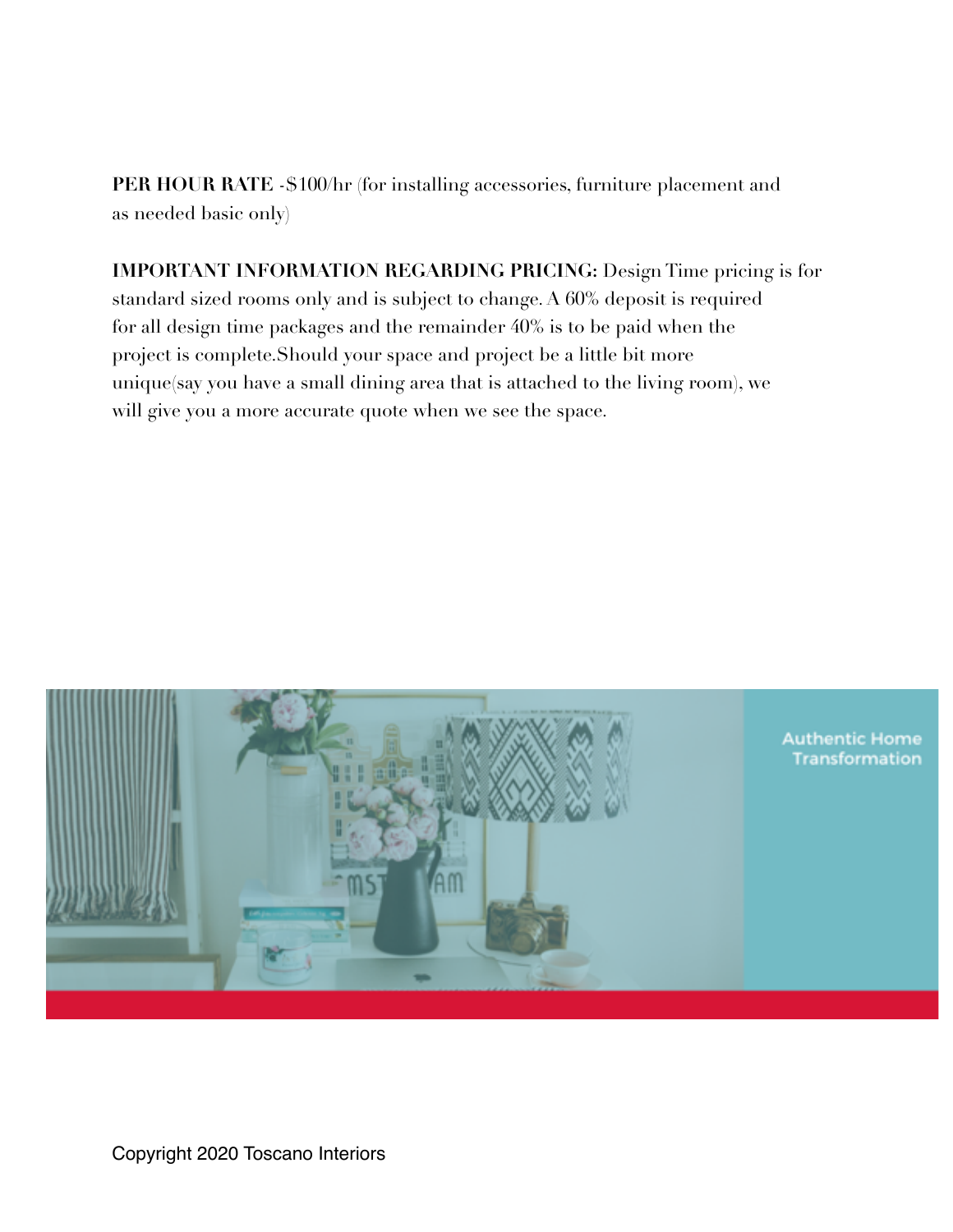**PER HOUR RATE** -$100/hr (for installing accessories, furniture placement and as needed basic only)

**IMPORTANT INFORMATION REGARDING PRICING:** Design Time pricing is for standard sized rooms only and is subject to change. A 60% deposit is required for all design time packages and the remainder 40% is to be paid when the project is complete.Should your space and project be a little bit more unique(say you have a small dining area that is attached to the living room), we will give you a more accurate quote when we see the space.

Authentic Home Transformation

Copyright 2020 Toscano Interiors